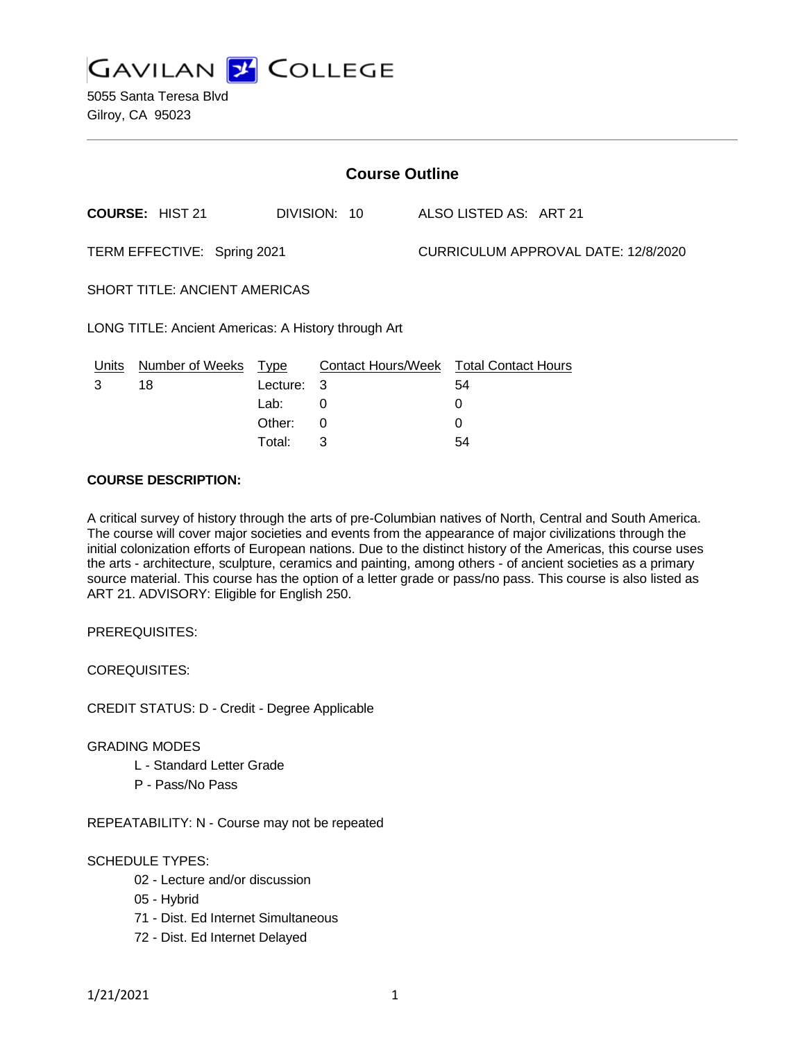# GAVILAN COLLEGE

5055 Santa Teresa Blvd
Gilroy, CA 95023

## Course Outline

**COURSE:** HIST 21 DIVISION: 10 ALSO LISTED AS: ART 21

TERM EFFECTIVE: Spring 2021 CURRICULUM APPROVAL DATE: 12/8/2020

SHORT TITLE: ANCIENT AMERICAS

LONG TITLE: Ancient Americas: A History through Art

| Units | Number of Weeks | Type | Contact Hours/Week | Total Contact Hours |
|---|---|---|---|---|
| 3 | 18 | Lecture: | 3 | 54 |
| | | Lab: | 0 | 0 |
| | | Other: | 0 | 0 |
| | | Total: | 3 | 54 |

**COURSE DESCRIPTION:**

A critical survey of history through the arts of pre-Columbian natives of North, Central and South America. The course will cover major societies and events from the appearance of major civilizations through the initial colonization efforts of European nations. Due to the distinct history of the Americas, this course uses the arts - architecture, sculpture, ceramics and painting, among others - of ancient societies as a primary source material. This course has the option of a letter grade or pass/no pass. This course is also listed as ART 21. ADVISORY: Eligible for English 250.

PREREQUISITES:

COREQUISITES:

CREDIT STATUS: D - Credit - Degree Applicable

GRADING MODES

- L - Standard Letter Grade
- P - Pass/No Pass

REPEATABILITY: N - Course may not be repeated

SCHEDULE TYPES:

- 02 - Lecture and/or discussion
- 05 - Hybrid
- 71 - Dist. Ed Internet Simultaneous
- 72 - Dist. Ed Internet Delayed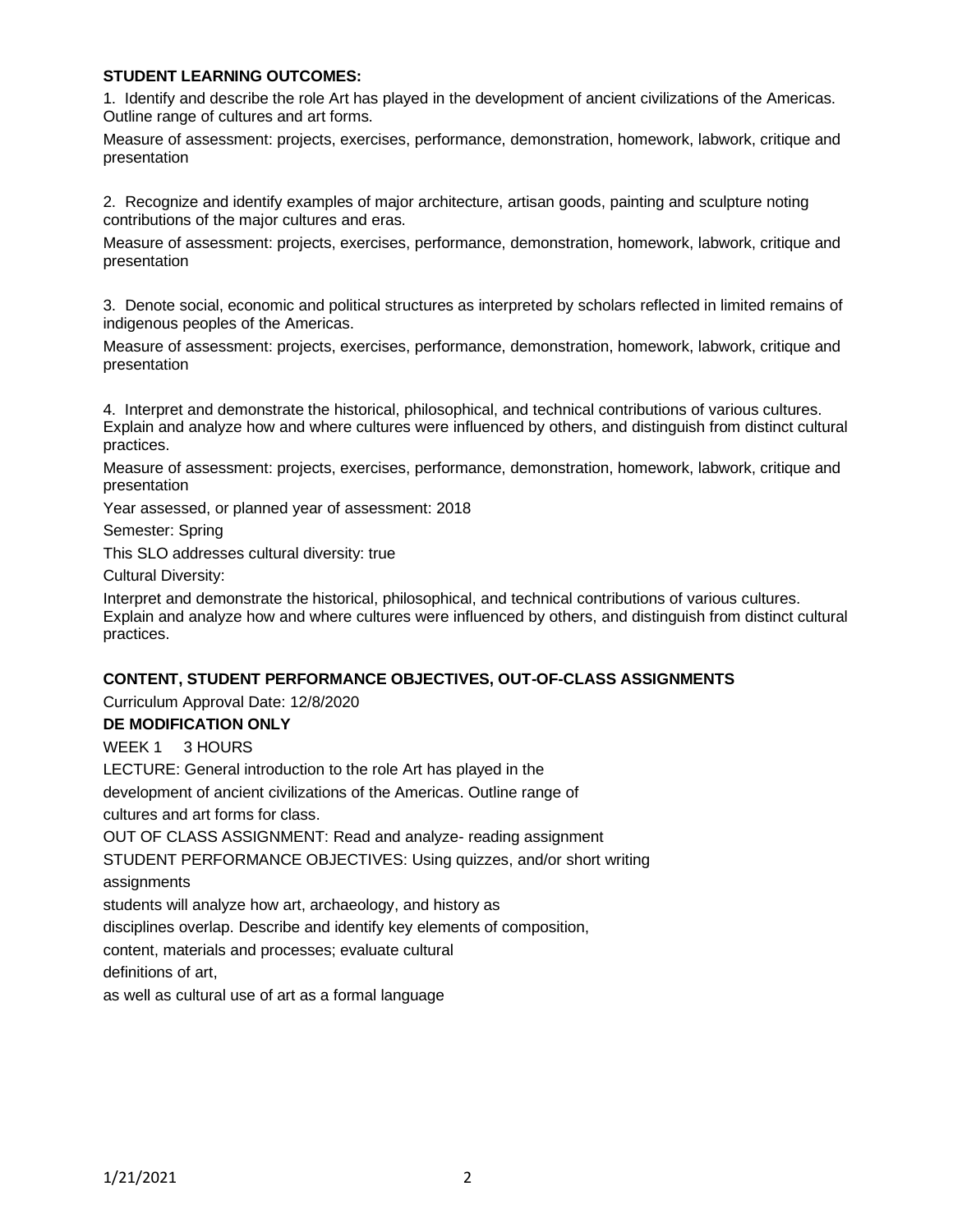**STUDENT LEARNING OUTCOMES:**

1. Identify and describe the role Art has played in the development of ancient civilizations of the Americas. Outline range of cultures and art forms.

Measure of assessment: projects, exercises, performance, demonstration, homework, labwork, critique and presentation

2. Recognize and identify examples of major architecture, artisan goods, painting and sculpture noting contributions of the major cultures and eras.

Measure of assessment: projects, exercises, performance, demonstration, homework, labwork, critique and presentation

3. Denote social, economic and political structures as interpreted by scholars reflected in limited remains of indigenous peoples of the Americas.

Measure of assessment: projects, exercises, performance, demonstration, homework, labwork, critique and presentation

4. Interpret and demonstrate the historical, philosophical, and technical contributions of various cultures. Explain and analyze how and where cultures were influenced by others, and distinguish from distinct cultural practices.

Measure of assessment: projects, exercises, performance, demonstration, homework, labwork, critique and presentation

Year assessed, or planned year of assessment: 2018

Semester: Spring

This SLO addresses cultural diversity: true

Cultural Diversity:

Interpret and demonstrate the historical, philosophical, and technical contributions of various cultures. Explain and analyze how and where cultures were influenced by others, and distinguish from distinct cultural practices.

**CONTENT, STUDENT PERFORMANCE OBJECTIVES, OUT-OF-CLASS ASSIGNMENTS**

Curriculum Approval Date: 12/8/2020

**DE MODIFICATION ONLY**

WEEK 1 3 HOURS

LECTURE: General introduction to the role Art has played in the development of ancient civilizations of the Americas. Outline range of cultures and art forms for class.

OUT OF CLASS ASSIGNMENT: Read and analyze- reading assignment

STUDENT PERFORMANCE OBJECTIVES: Using quizzes, and/or short writing assignments students will analyze how art, archaeology, and history as disciplines overlap. Describe and identify key elements of composition, content, materials and processes; evaluate cultural definitions of art, as well as cultural use of art as a formal language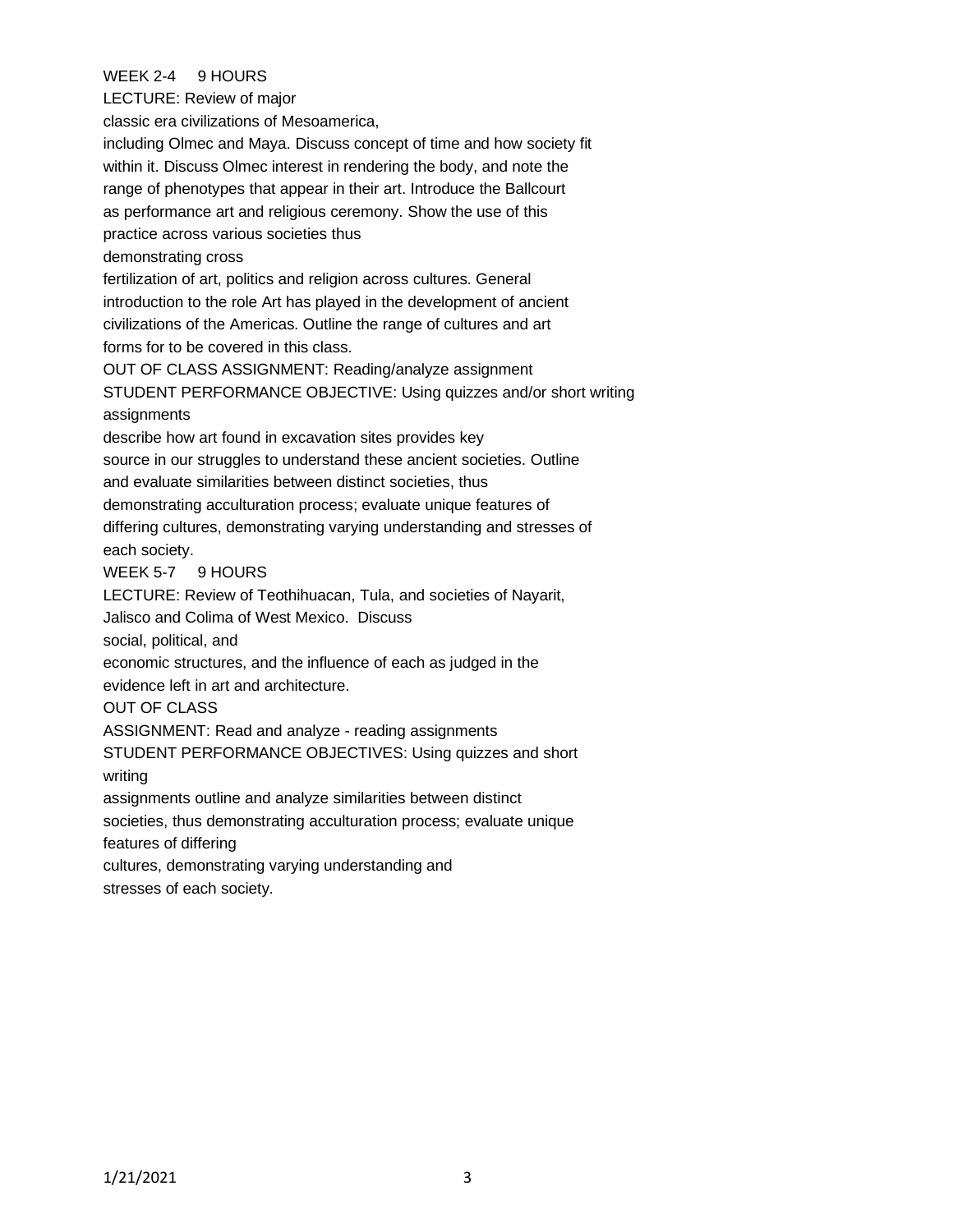WEEK 2-4 9 HOURS

LECTURE: Review of major classic era civilizations of Mesoamerica, including Olmec and Maya. Discuss concept of time and how society fit within it. Discuss Olmec interest in rendering the body, and note the range of phenotypes that appear in their art. Introduce the Ballcourt as performance art and religious ceremony. Show the use of this practice across various societies thus demonstrating cross fertilization of art, politics and religion across cultures. General introduction to the role Art has played in the development of ancient civilizations of the Americas. Outline the range of cultures and art forms for to be covered in this class.

OUT OF CLASS ASSIGNMENT: Reading/analyze assignment

STUDENT PERFORMANCE OBJECTIVE: Using quizzes and/or short writing assignments describe how art found in excavation sites provides key source in our struggles to understand these ancient societies. Outline and evaluate similarities between distinct societies, thus demonstrating acculturation process; evaluate unique features of differing cultures, demonstrating varying understanding and stresses of each society.

WEEK 5-7 9 HOURS

LECTURE: Review of Teothihuacan, Tula, and societies of Nayarit, Jalisco and Colima of West Mexico. Discuss social, political, and economic structures, and the influence of each as judged in the evidence left in art and architecture.

OUT OF CLASS ASSIGNMENT: Read and analyze - reading assignments

STUDENT PERFORMANCE OBJECTIVES: Using quizzes and short writing assignments outline and analyze similarities between distinct societies, thus demonstrating acculturation process; evaluate unique features of differing cultures, demonstrating varying understanding and stresses of each society.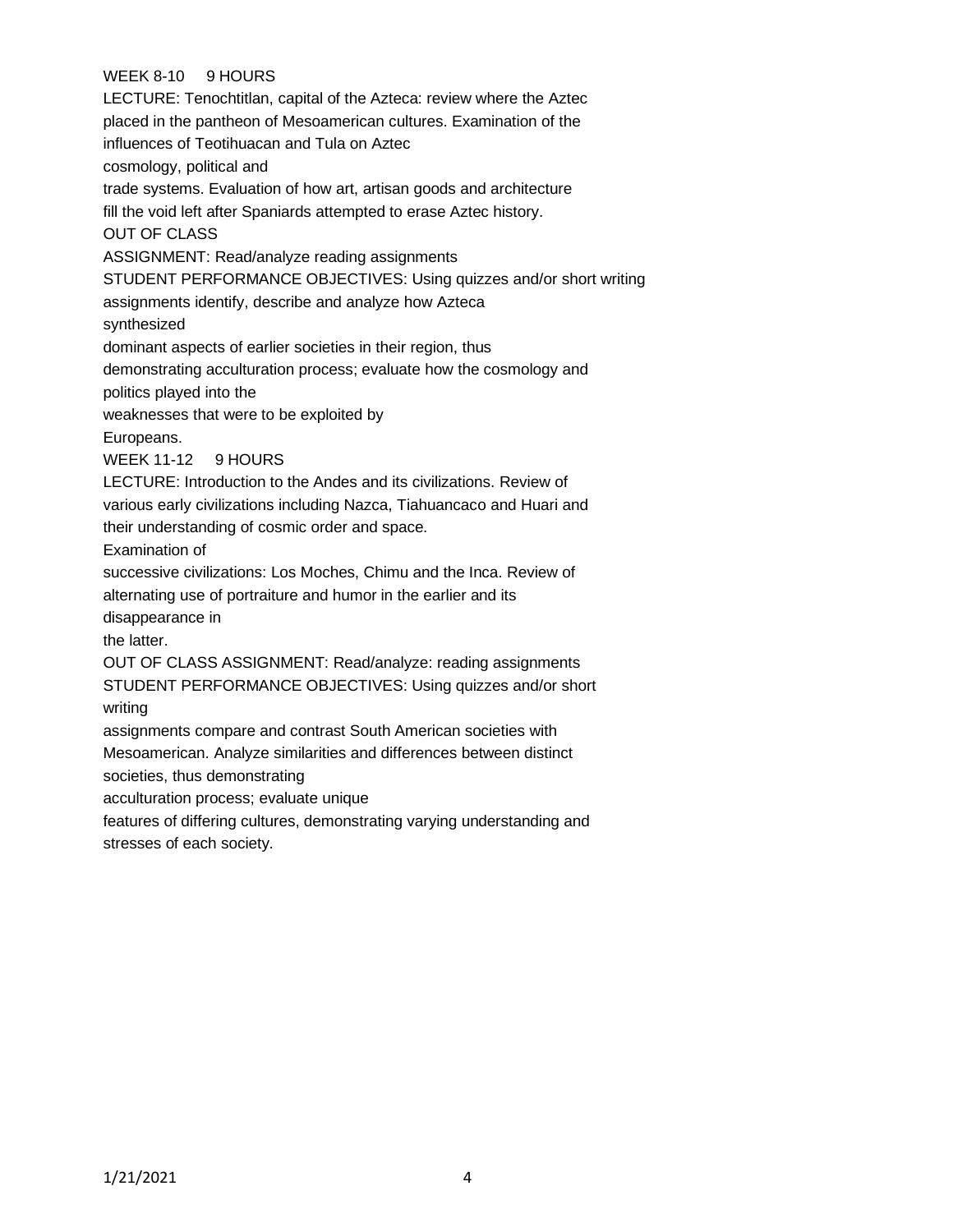WEEK 8-10 9 HOURS

LECTURE: Tenochtitlan, capital of the Azteca: review where the Aztec placed in the pantheon of Mesoamerican cultures. Examination of the influences of Teotihuacan and Tula on Aztec cosmology, political and trade systems. Evaluation of how art, artisan goods and architecture fill the void left after Spaniards attempted to erase Aztec history.

OUT OF CLASS ASSIGNMENT: Read/analyze reading assignments

STUDENT PERFORMANCE OBJECTIVES: Using quizzes and/or short writing assignments identify, describe and analyze how Azteca synthesized dominant aspects of earlier societies in their region, thus demonstrating acculturation process; evaluate how the cosmology and politics played into the weaknesses that were to be exploited by Europeans.

WEEK 11-12 9 HOURS

LECTURE: Introduction to the Andes and its civilizations. Review of various early civilizations including Nazca, Tiahuancaco and Huari and their understanding of cosmic order and space. Examination of successive civilizations: Los Moches, Chimu and the Inca. Review of alternating use of portraiture and humor in the earlier and its disappearance in the latter.

OUT OF CLASS ASSIGNMENT: Read/analyze: reading assignments

STUDENT PERFORMANCE OBJECTIVES: Using quizzes and/or short writing assignments compare and contrast South American societies with Mesoamerican. Analyze similarities and differences between distinct societies, thus demonstrating acculturation process; evaluate unique features of differing cultures, demonstrating varying understanding and stresses of each society.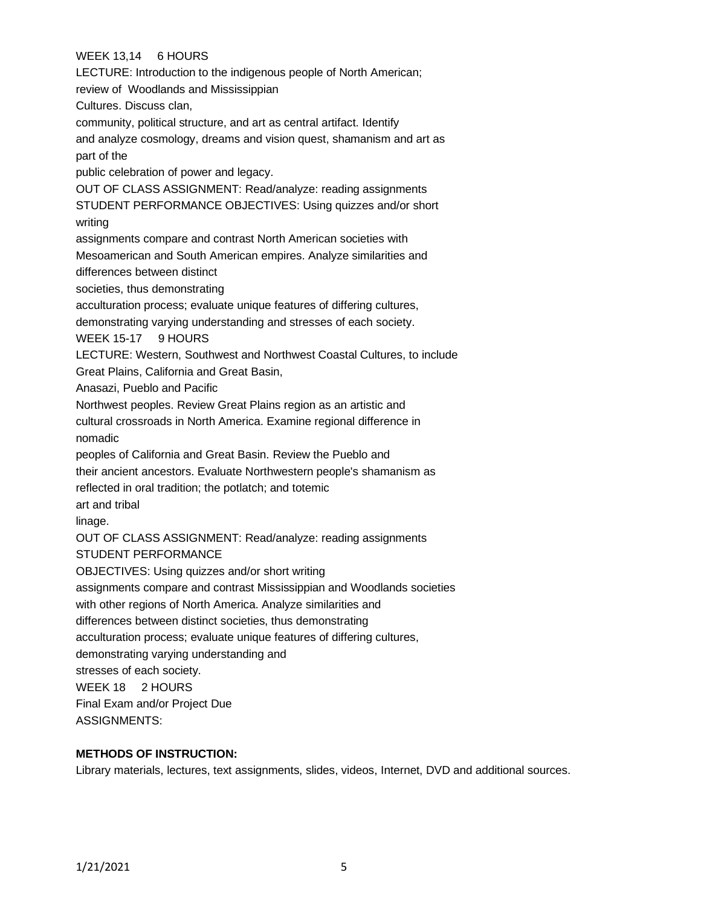WEEK 13,14 6 HOURS

LECTURE: Introduction to the indigenous people of North American; review of Woodlands and Mississippian Cultures. Discuss clan, community, political structure, and art as central artifact. Identify and analyze cosmology, dreams and vision quest, shamanism and art as part of the public celebration of power and legacy.

OUT OF CLASS ASSIGNMENT: Read/analyze: reading assignments

STUDENT PERFORMANCE OBJECTIVES: Using quizzes and/or short writing assignments compare and contrast North American societies with Mesoamerican and South American empires. Analyze similarities and differences between distinct societies, thus demonstrating acculturation process; evaluate unique features of differing cultures, demonstrating varying understanding and stresses of each society.

WEEK 15-17 9 HOURS

LECTURE: Western, Southwest and Northwest Coastal Cultures, to include Great Plains, California and Great Basin, Anasazi, Pueblo and Pacific Northwest peoples. Review Great Plains region as an artistic and cultural crossroads in North America. Examine regional difference in nomadic peoples of California and Great Basin. Review the Pueblo and their ancient ancestors. Evaluate Northwestern people's shamanism as reflected in oral tradition; the potlatch; and totemic art and tribal linage.

OUT OF CLASS ASSIGNMENT: Read/analyze: reading assignments

STUDENT PERFORMANCE OBJECTIVES: Using quizzes and/or short writing assignments compare and contrast Mississippian and Woodlands societies with other regions of North America. Analyze similarities and differences between distinct societies, thus demonstrating acculturation process; evaluate unique features of differing cultures, demonstrating varying understanding and stresses of each society.

WEEK 18 2 HOURS

Final Exam and/or Project Due

ASSIGNMENTS:

**METHODS OF INSTRUCTION:**

Library materials, lectures, text assignments, slides, videos, Internet, DVD and additional sources.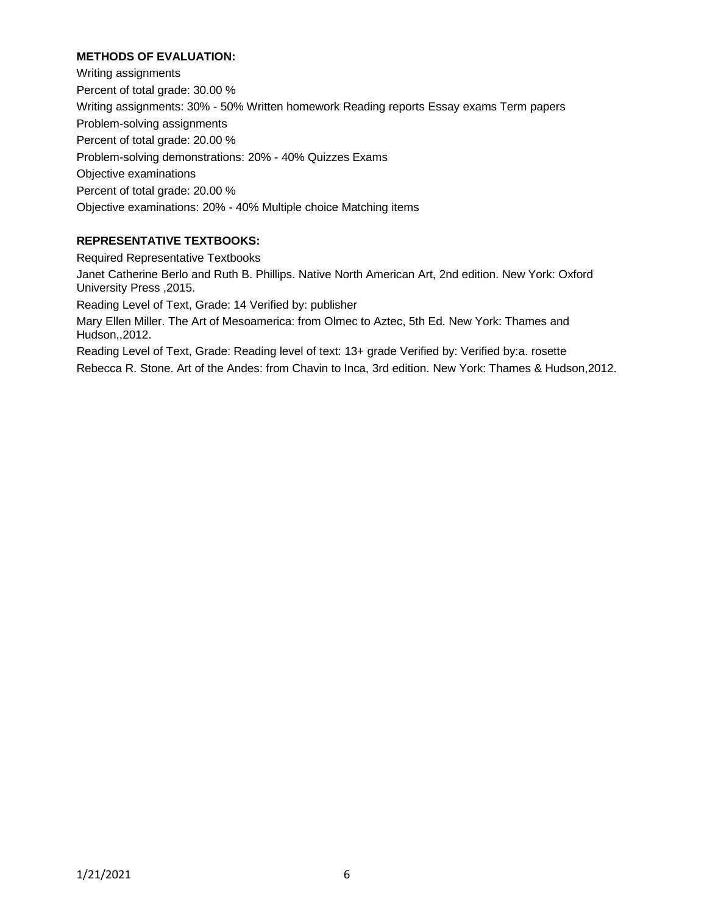**METHODS OF EVALUATION:**

Writing assignments

Percent of total grade: 30.00 %

Writing assignments: 30% - 50% Written homework Reading reports Essay exams Term papers

Problem-solving assignments

Percent of total grade: 20.00 %

Problem-solving demonstrations: 20% - 40% Quizzes Exams

Objective examinations

Percent of total grade: 20.00 %

Objective examinations: 20% - 40% Multiple choice Matching items

**REPRESENTATIVE TEXTBOOKS:**

Required Representative Textbooks

Janet Catherine Berlo and Ruth B. Phillips. Native North American Art, 2nd edition. New York: Oxford University Press ,2015.

Reading Level of Text, Grade: 14 Verified by: publisher

Mary Ellen Miller. The Art of Mesoamerica: from Olmec to Aztec, 5th Ed. New York: Thames and Hudson,,2012.

Reading Level of Text, Grade: Reading level of text: 13+ grade Verified by: Verified by:a. rosette

Rebecca R. Stone. Art of the Andes: from Chavin to Inca, 3rd edition. New York: Thames & Hudson,2012.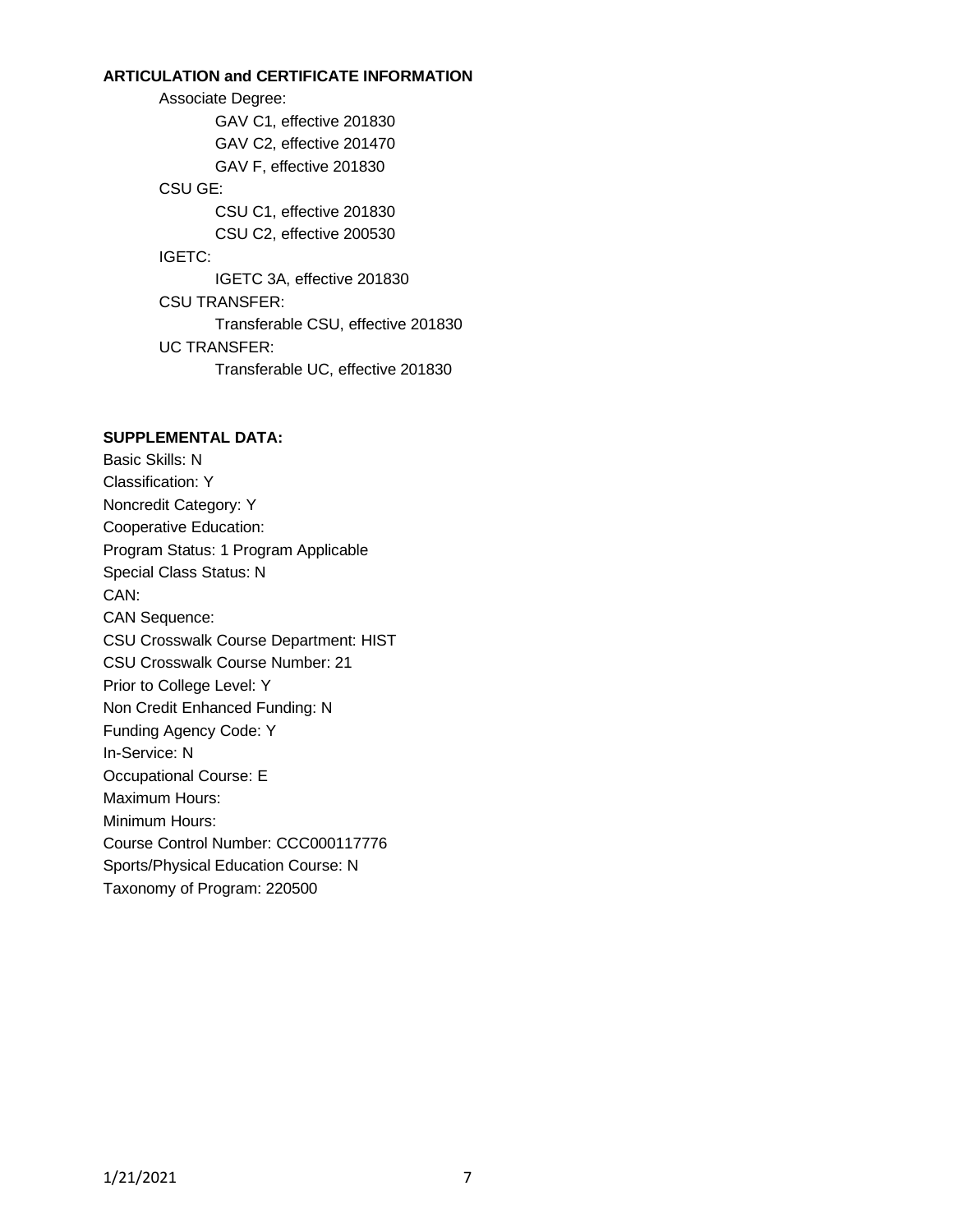**ARTICULATION and CERTIFICATE INFORMATION**

- Associate Degree:
  - GAV C1, effective 201830
  - GAV C2, effective 201470
  - GAV F, effective 201830
- CSU GE:
  - CSU C1, effective 201830
  - CSU C2, effective 200530
- IGETC:
  - IGETC 3A, effective 201830
- CSU TRANSFER:
  - Transferable CSU, effective 201830
- UC TRANSFER:
  - Transferable UC, effective 201830

**SUPPLEMENTAL DATA:**

Basic Skills: N
Classification: Y
Noncredit Category: Y
Cooperative Education:
Program Status: 1 Program Applicable
Special Class Status: N
CAN:
CAN Sequence:
CSU Crosswalk Course Department: HIST
CSU Crosswalk Course Number: 21
Prior to College Level: Y
Non Credit Enhanced Funding: N
Funding Agency Code: Y
In-Service: N
Occupational Course: E
Maximum Hours:
Minimum Hours:
Course Control Number: CCC000117776
Sports/Physical Education Course: N
Taxonomy of Program: 220500